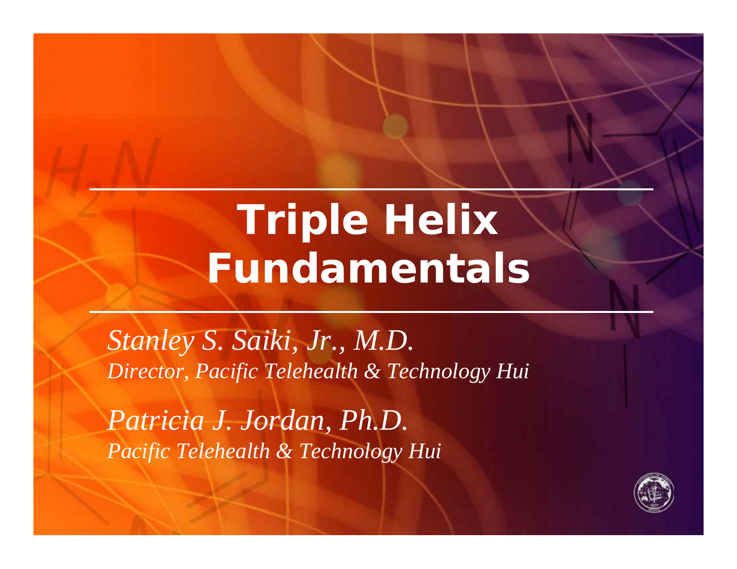# Triple Helix Fundamentals

*Stanley S. Saiki, Jr., M.D.*
*Director, Pacific Telehealth & Technology Hui*

*Patricia J. Jordan, Ph.D.*
*Pacific Telehealth & Technology Hui*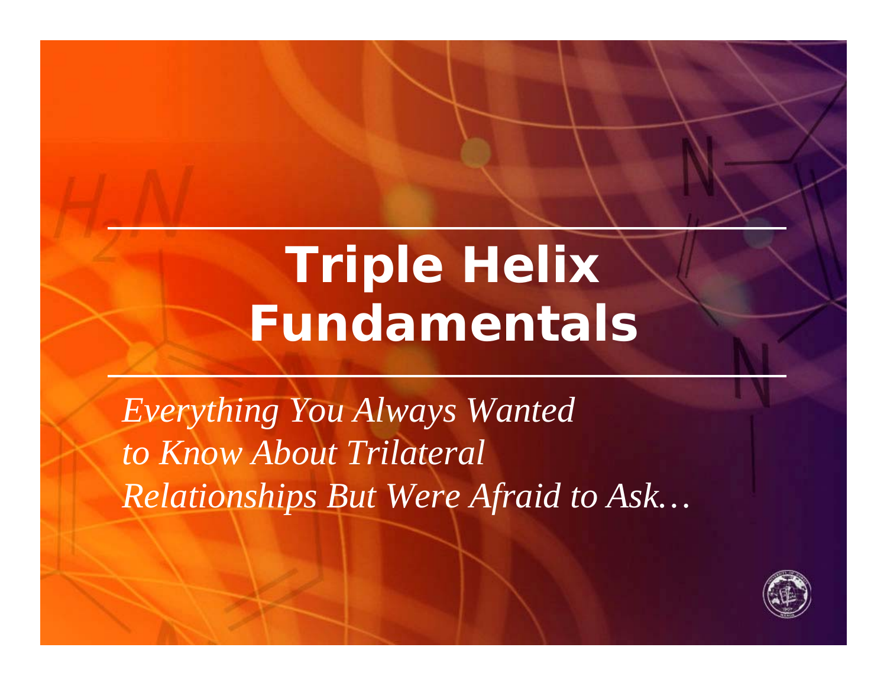# Triple Helix Fundamentals

*Everything You Always Wanted to Know About Trilateral Relationships But Were Afraid to Ask…*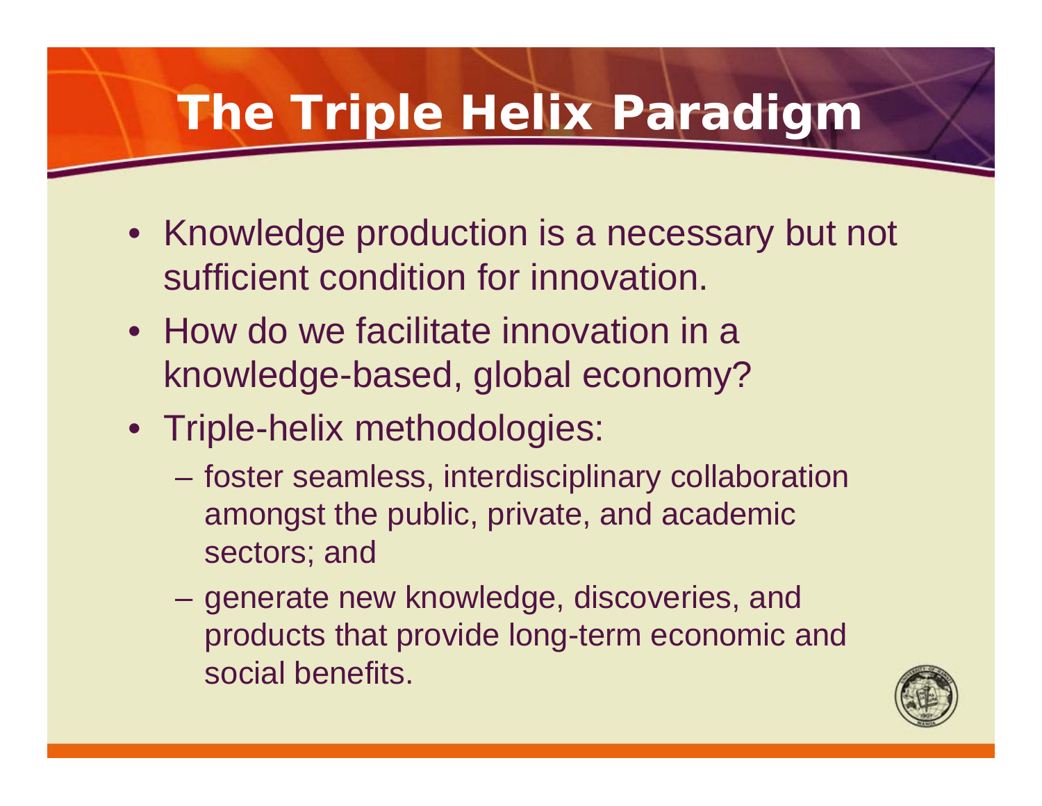# The Triple Helix Paradigm

- Knowledge production is a necessary but not sufficient condition for innovation.
- How do we facilitate innovation in a knowledge-based, global economy?
- Triple-helix methodologies:
  - foster seamless, interdisciplinary collaboration amongst the public, private, and academic sectors; and
  - generate new knowledge, discoveries, and products that provide long-term economic and social benefits.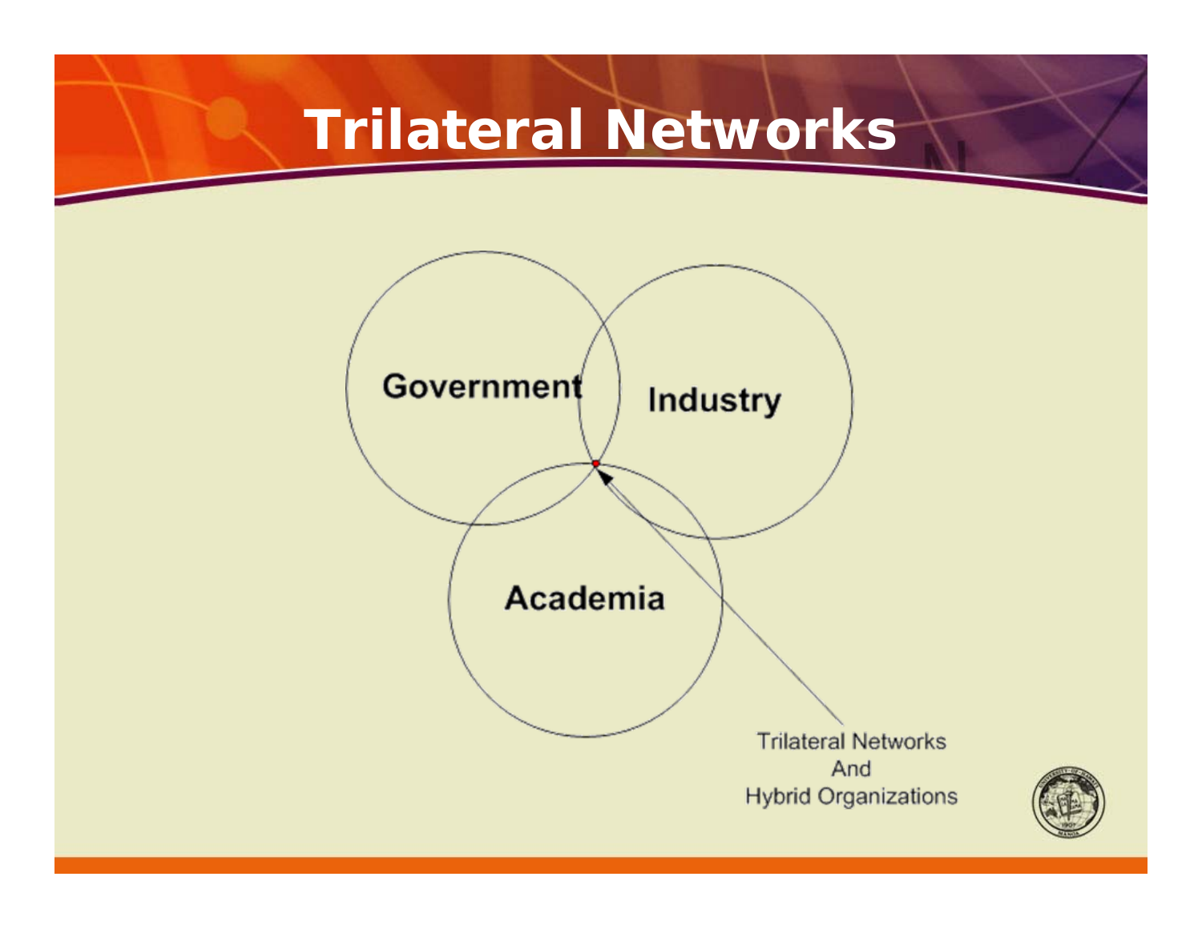# Trilateral Networks

Government

Industry

Academia

Trilateral Networks
And
Hybrid Organizations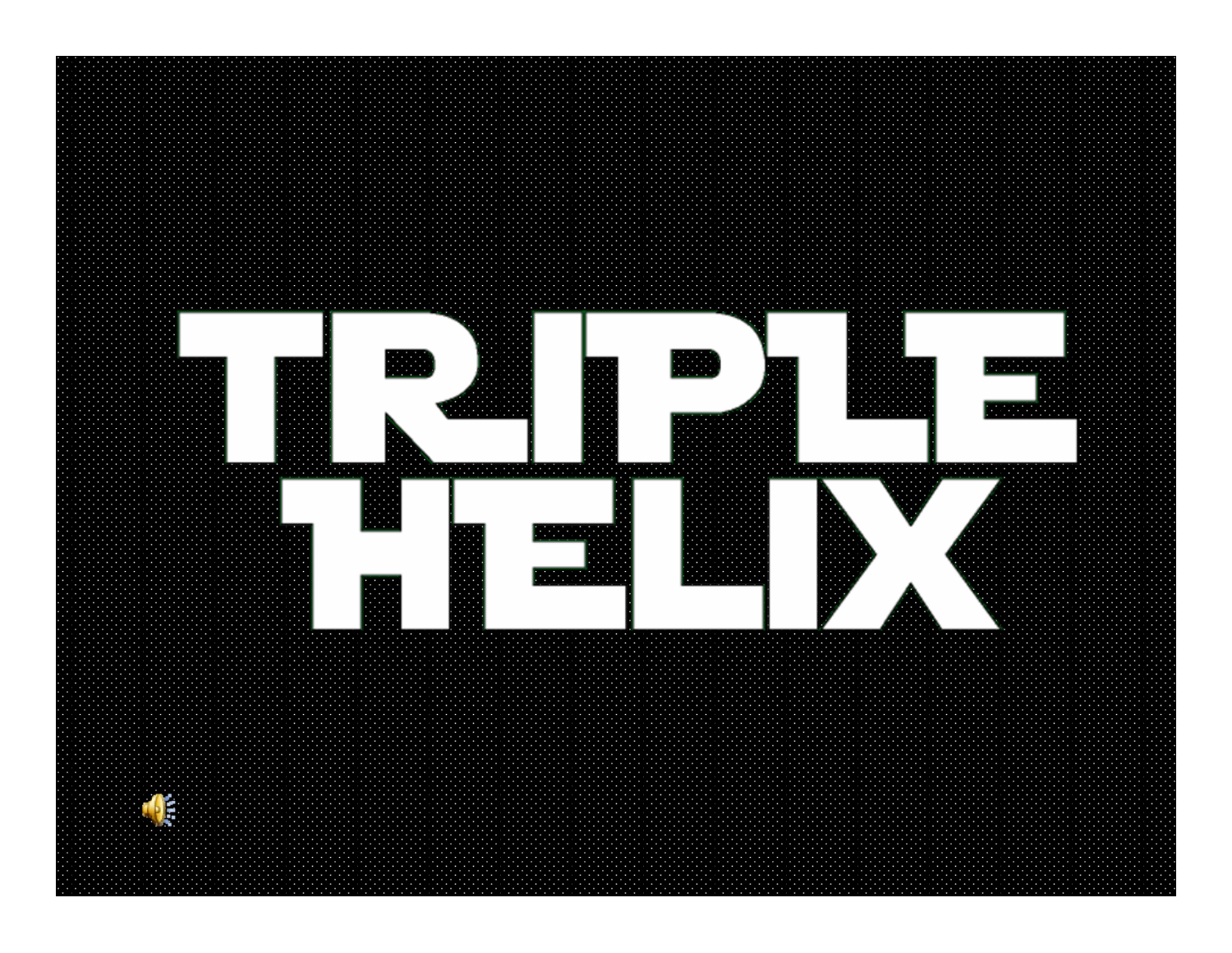# TRIPLE HELIX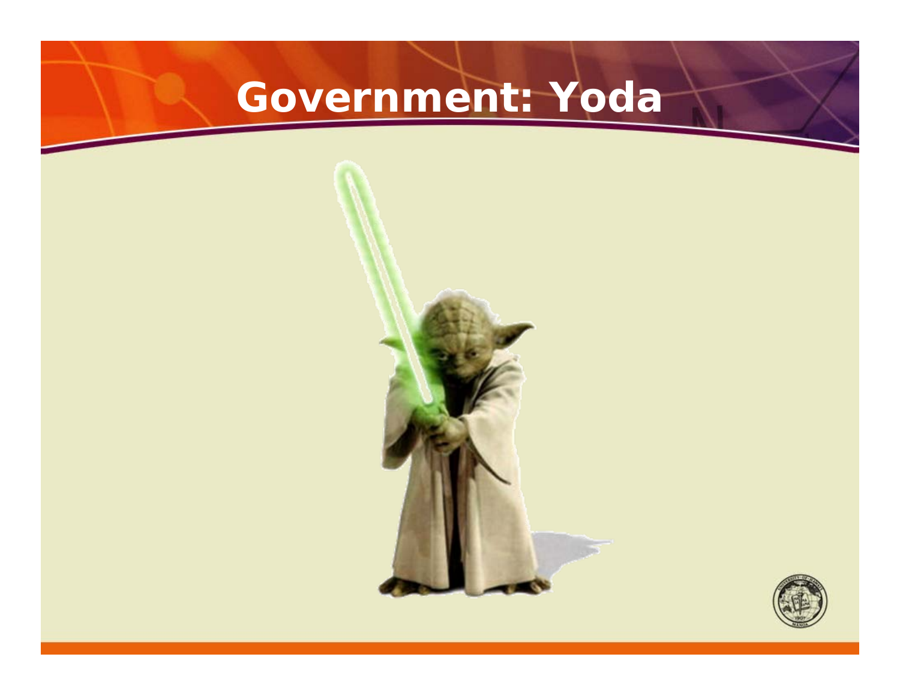# Government: Yoda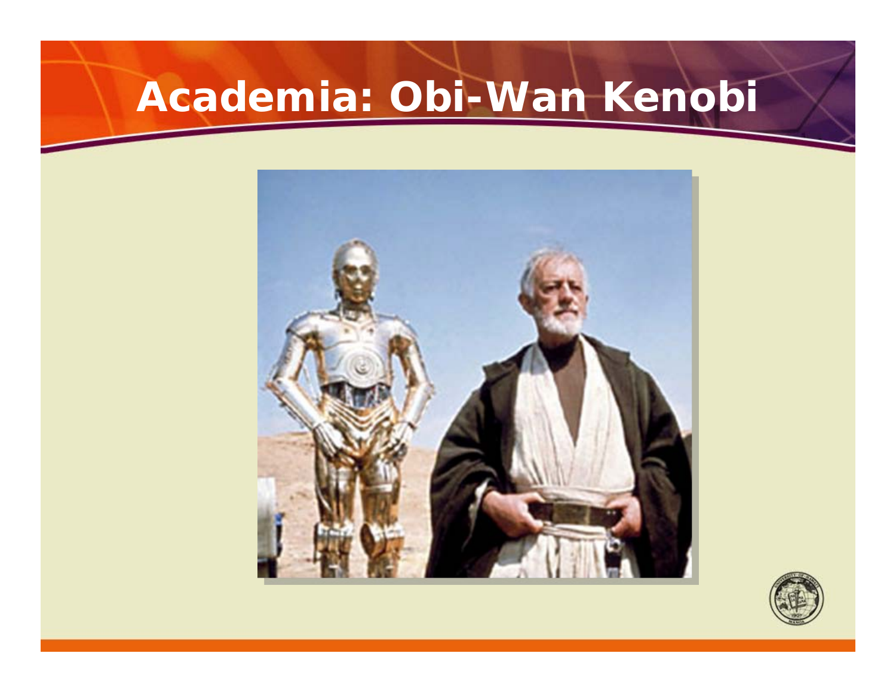# Academia: Obi-Wan Kenobi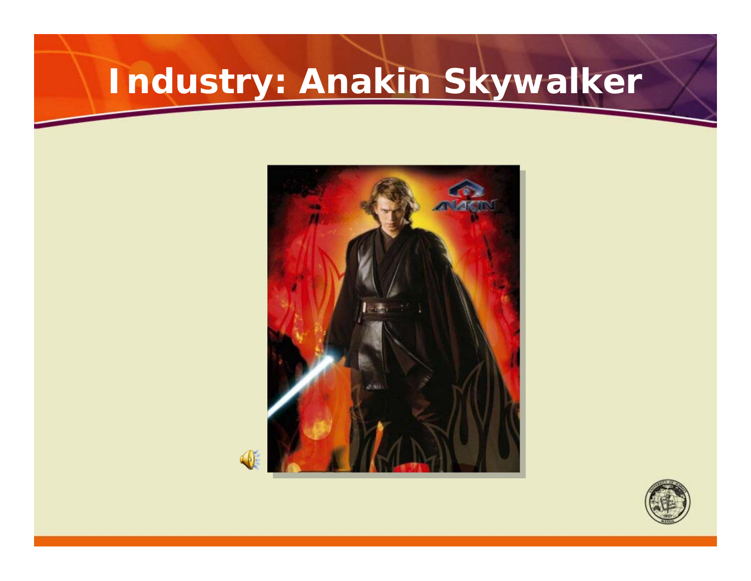# Industry: Anakin Skywalker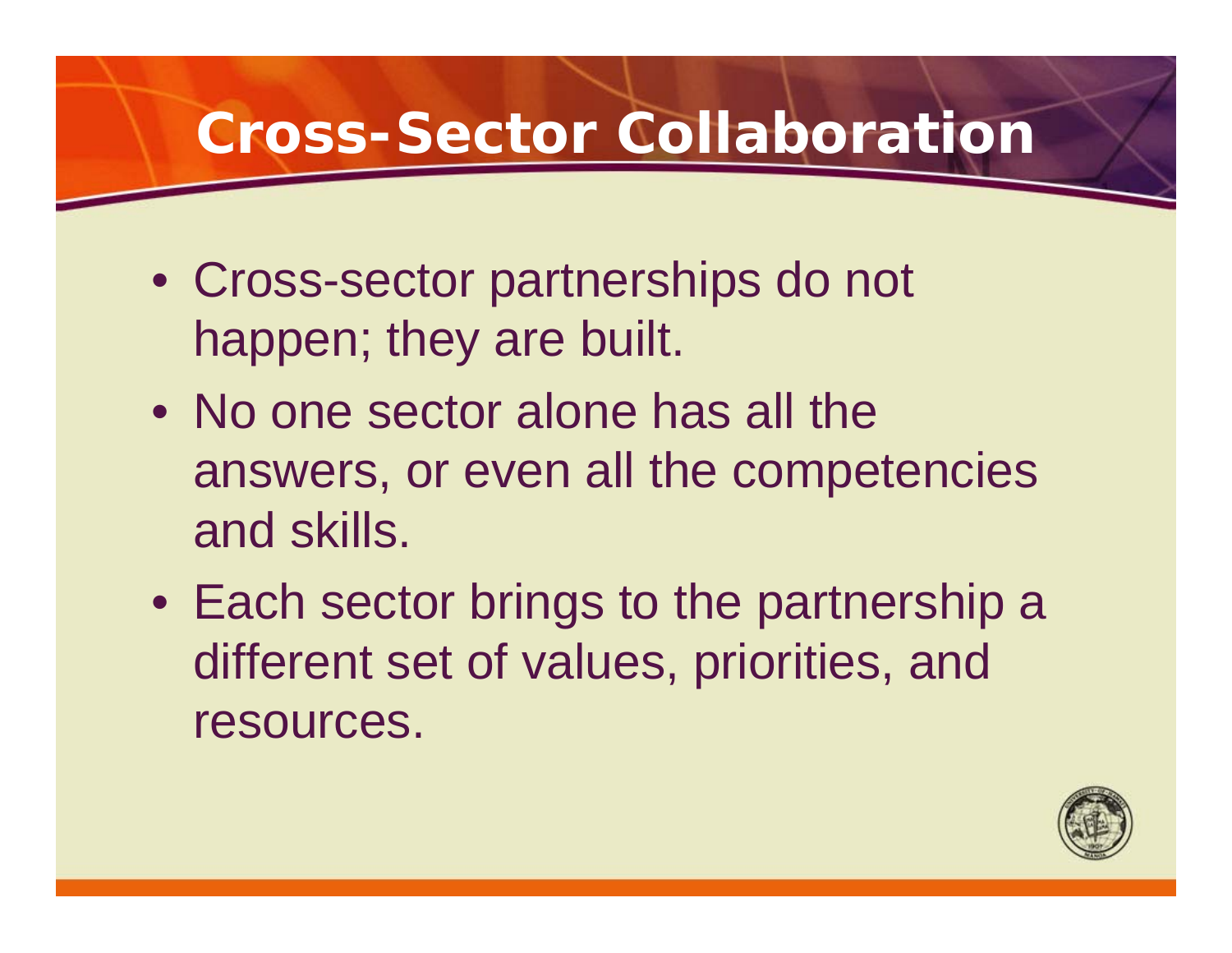# Cross-Sector Collaboration

- Cross-sector partnerships do not happen; they are built.
- No one sector alone has all the answers, or even all the competencies and skills.
- Each sector brings to the partnership a different set of values, priorities, and resources.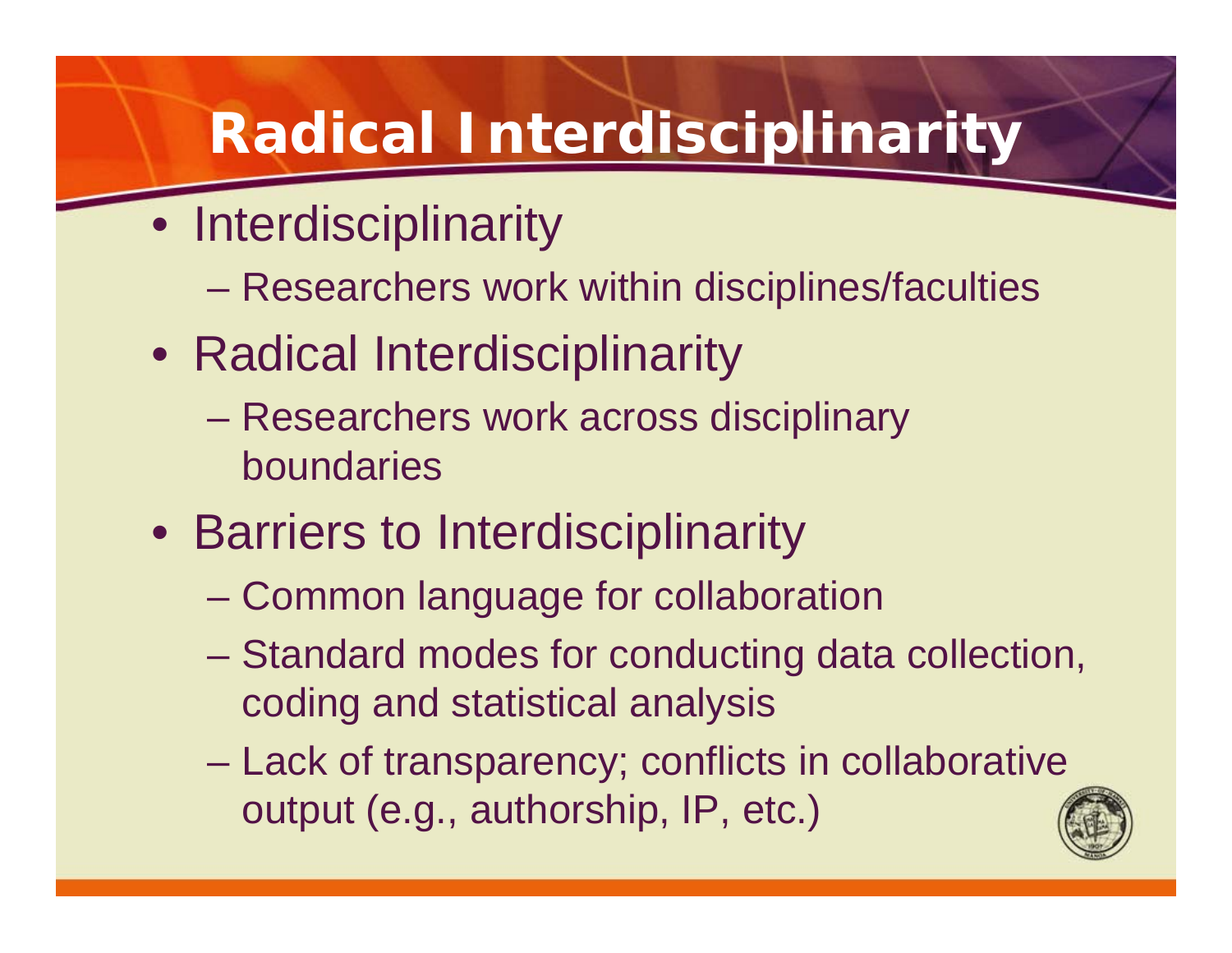# Radical Interdisciplinarity

- Interdisciplinarity
  - Researchers work within disciplines/faculties
- Radical Interdisciplinarity
  - Researchers work across disciplinary boundaries
- Barriers to Interdisciplinarity
  - Common language for collaboration
  - Standard modes for conducting data collection, coding and statistical analysis
  - Lack of transparency; conflicts in collaborative output (e.g., authorship, IP, etc.)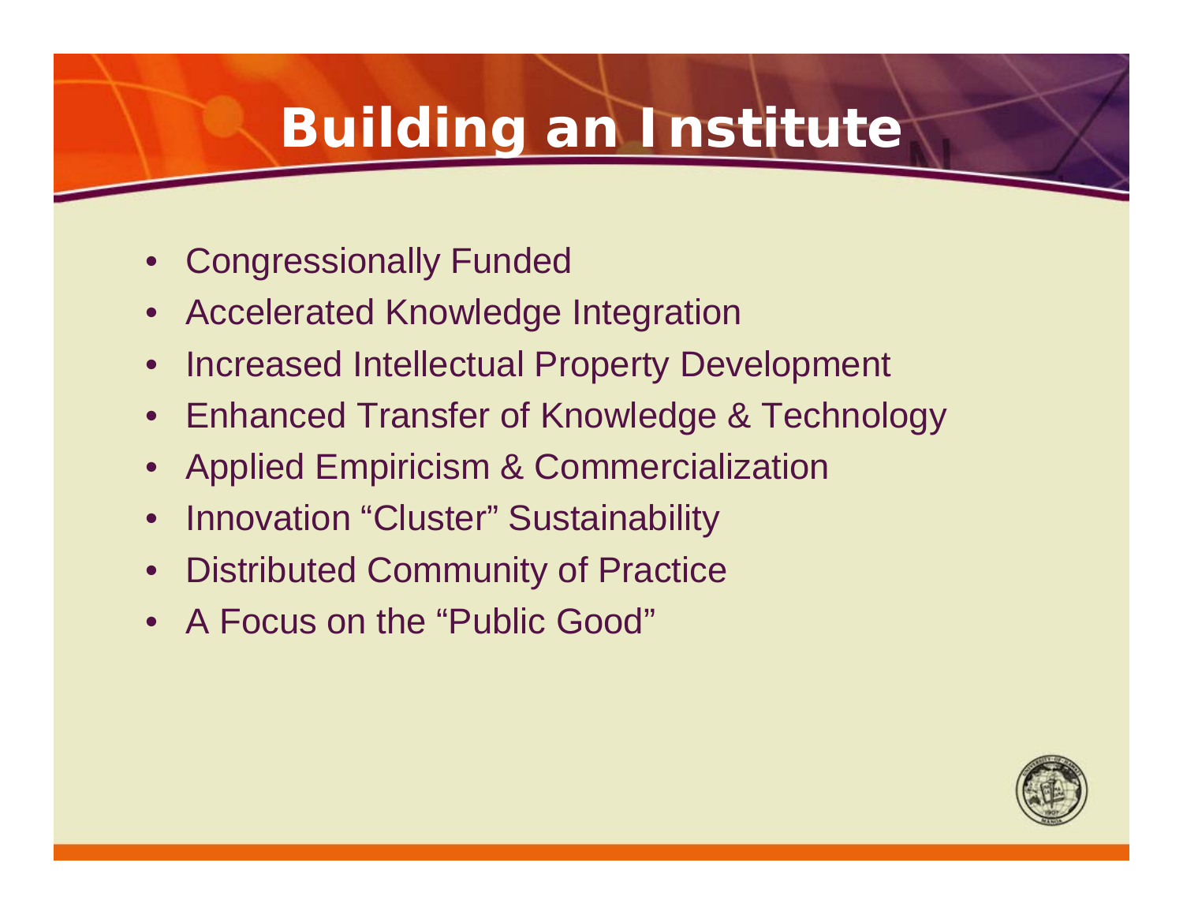# Building an Institute

- Congressionally Funded
- Accelerated Knowledge Integration
- Increased Intellectual Property Development
- Enhanced Transfer of Knowledge & Technology
- Applied Empiricism & Commercialization
- Innovation “Cluster” Sustainability
- Distributed Community of Practice
- A Focus on the “Public Good”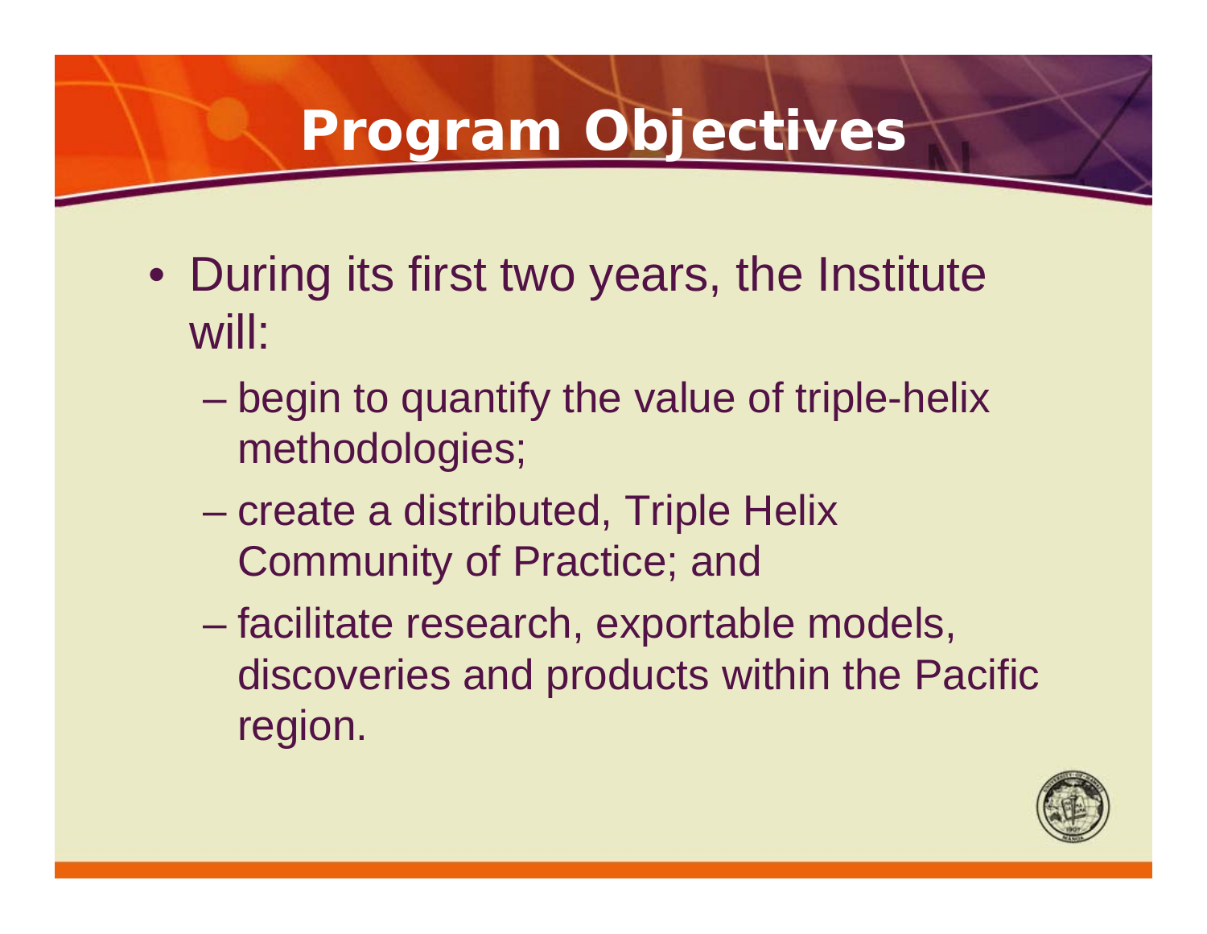# Program Objectives

- During its first two years, the Institute will:
  - begin to quantify the value of triple-helix methodologies;
  - create a distributed, Triple Helix Community of Practice; and
  - facilitate research, exportable models, discoveries and products within the Pacific region.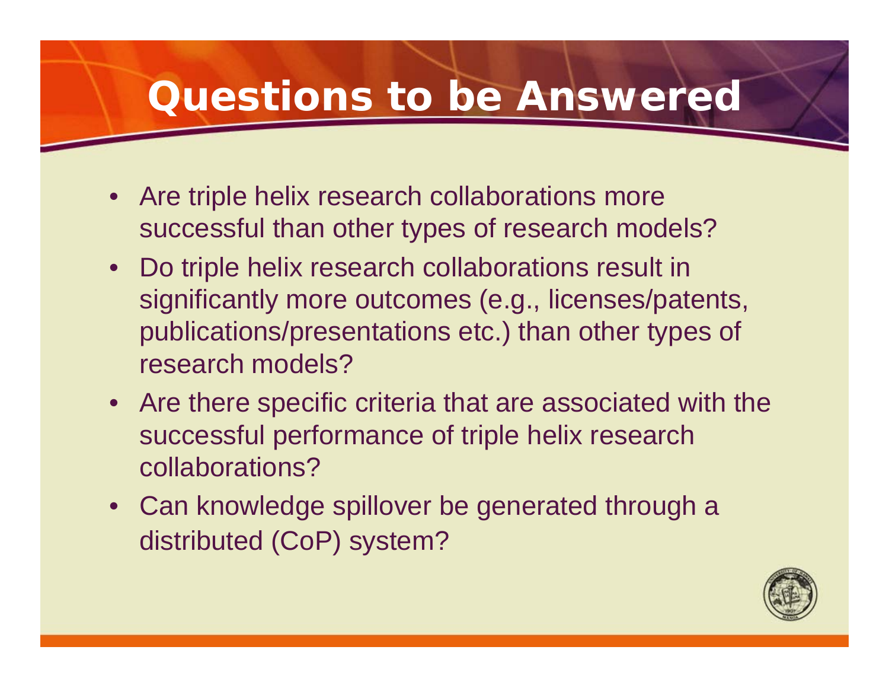# Questions to be Answered

- Are triple helix research collaborations more successful than other types of research models?
- Do triple helix research collaborations result in significantly more outcomes (e.g., licenses/patents, publications/presentations etc.) than other types of research models?
- Are there specific criteria that are associated with the successful performance of triple helix research collaborations?
- Can knowledge spillover be generated through a distributed (CoP) system?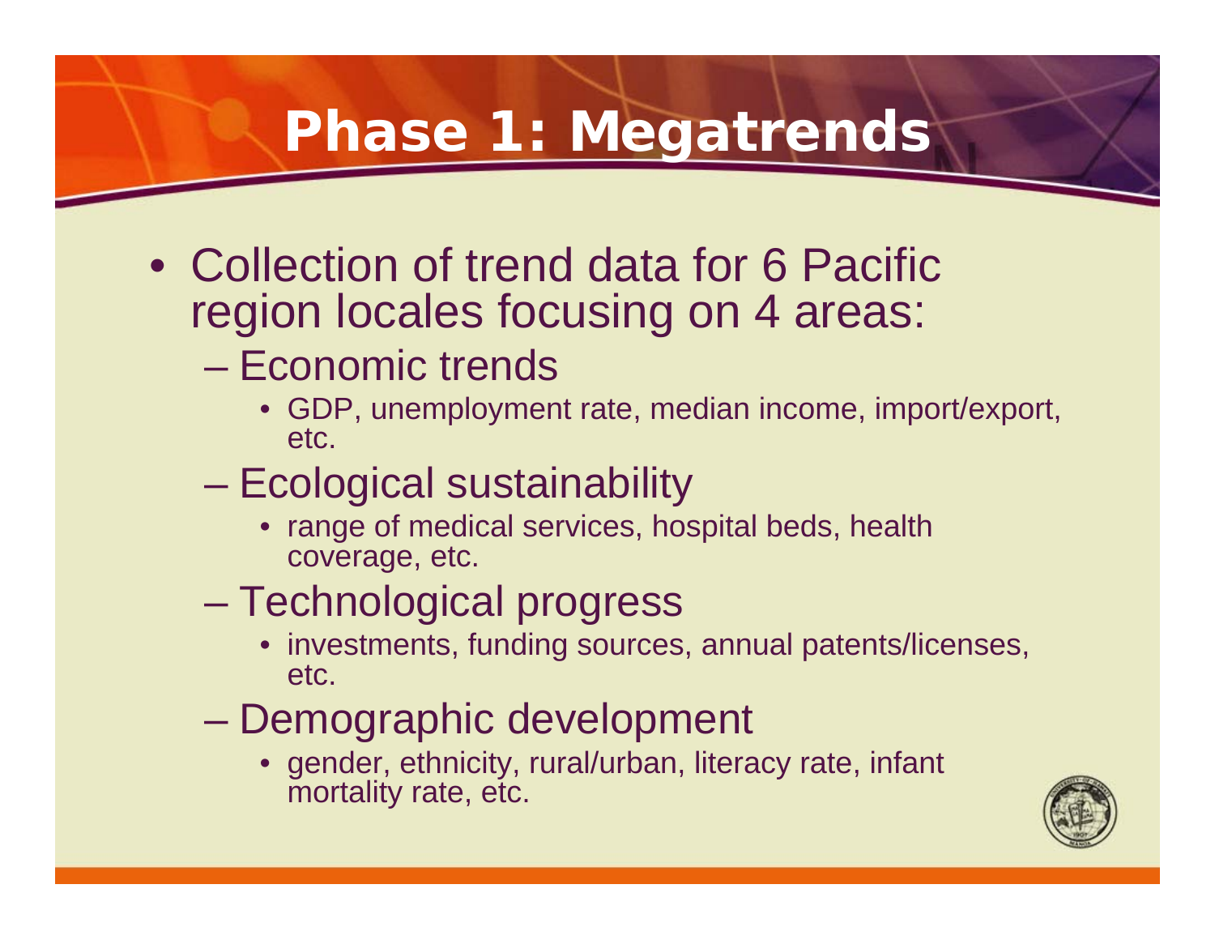# Phase 1: Megatrends

- Collection of trend data for 6 Pacific region locales focusing on 4 areas:
  - Economic trends
    - GDP, unemployment rate, median income, import/export, etc.
  - Ecological sustainability
    - range of medical services, hospital beds, health coverage, etc.
  - Technological progress
    - investments, funding sources, annual patents/licenses, etc.
  - Demographic development
    - gender, ethnicity, rural/urban, literacy rate, infant mortality rate, etc.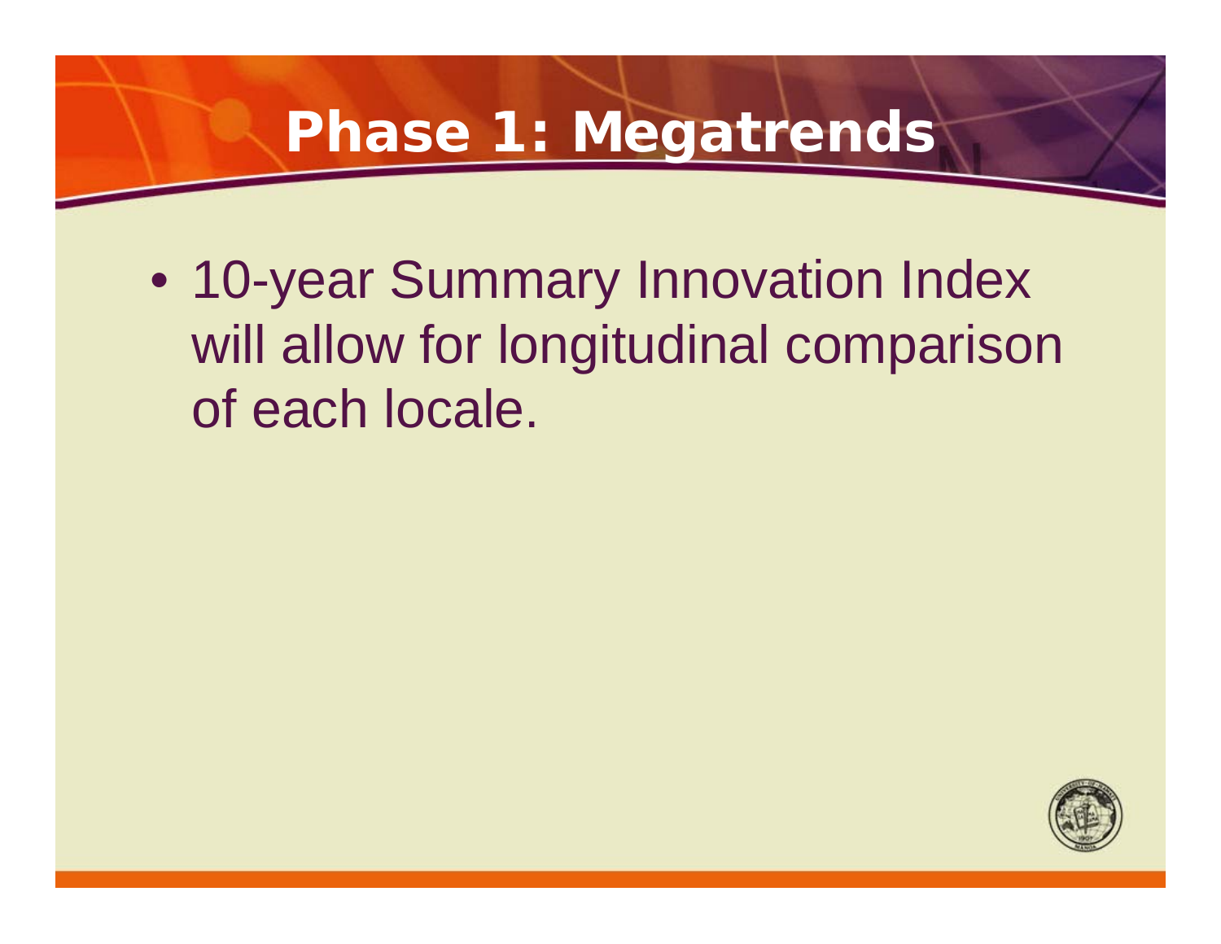# Phase 1: Megatrends

- 10-year Summary Innovation Index will allow for longitudinal comparison of each locale.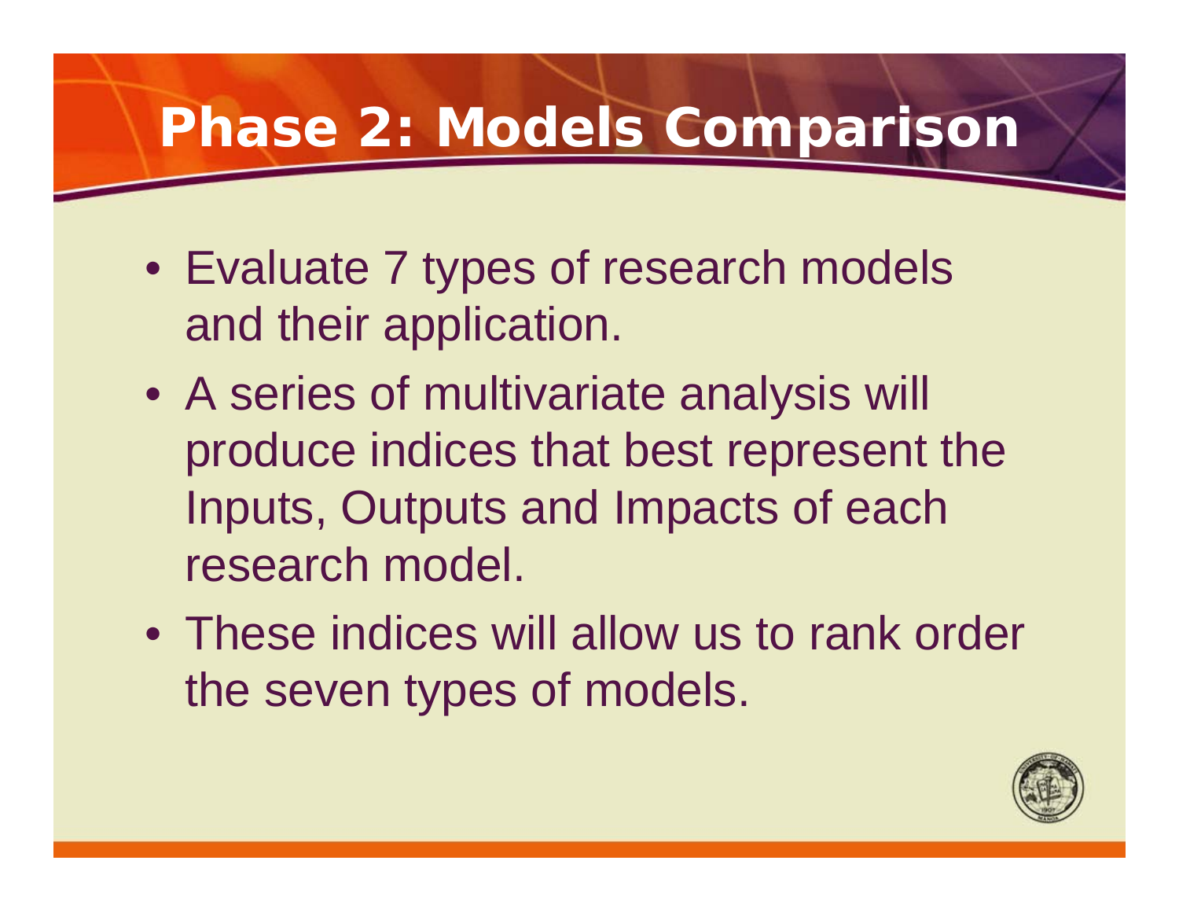# Phase 2: Models Comparison

- Evaluate 7 types of research models and their application.
- A series of multivariate analysis will produce indices that best represent the Inputs, Outputs and Impacts of each research model.
- These indices will allow us to rank order the seven types of models.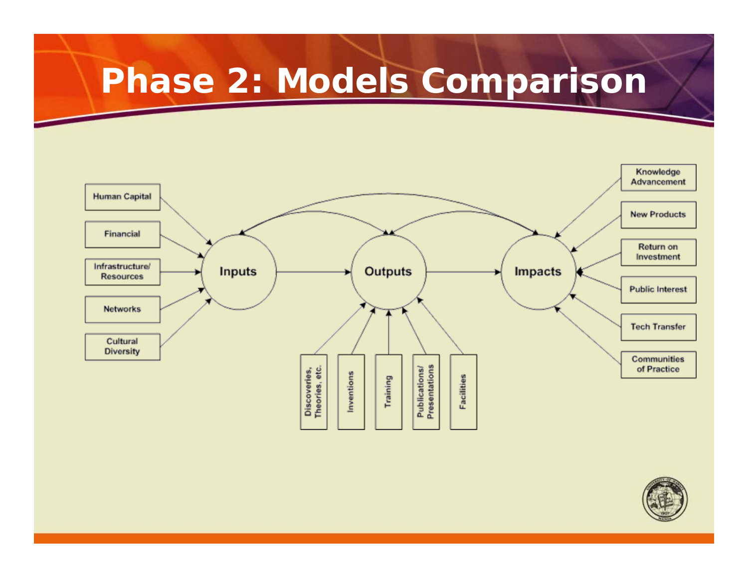# Phase 2: Models Comparison

Human Capital

Financial

Infrastructure/ Resources

Networks

Cultural Diversity

Inputs

Outputs

Impacts

Discoveries, Theories, etc.

Inventions

Training

Publications/ Presentations

Facilities

Knowledge Advancement

New Products

Return on Investment

Public Interest

Tech Transfer

Communities of Practice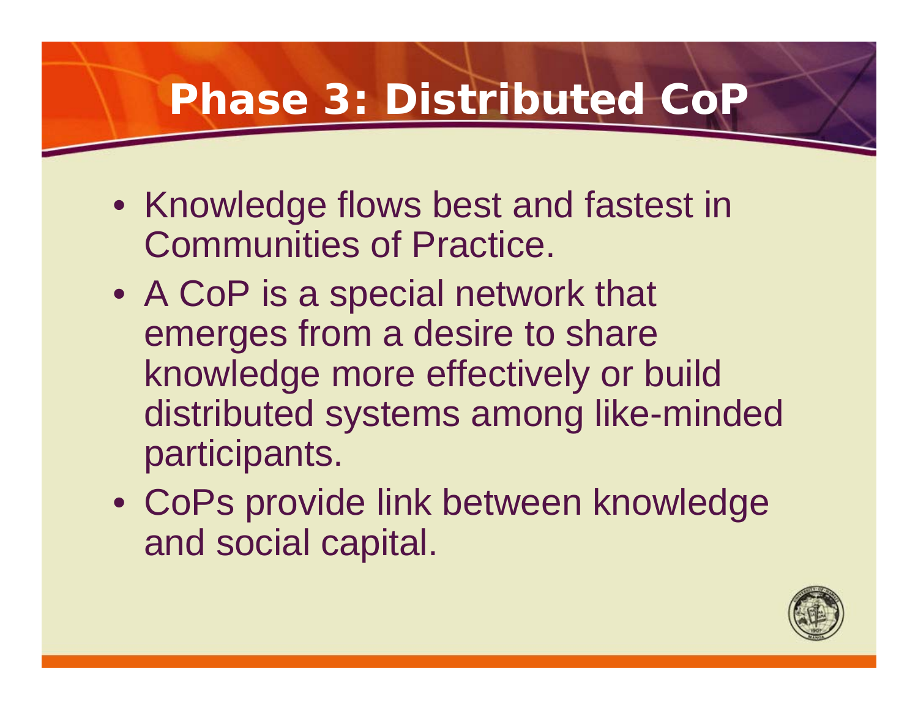# Phase 3: Distributed CoP

- Knowledge flows best and fastest in Communities of Practice.
- A CoP is a special network that emerges from a desire to share knowledge more effectively or build distributed systems among like-minded participants.
- CoPs provide link between knowledge and social capital.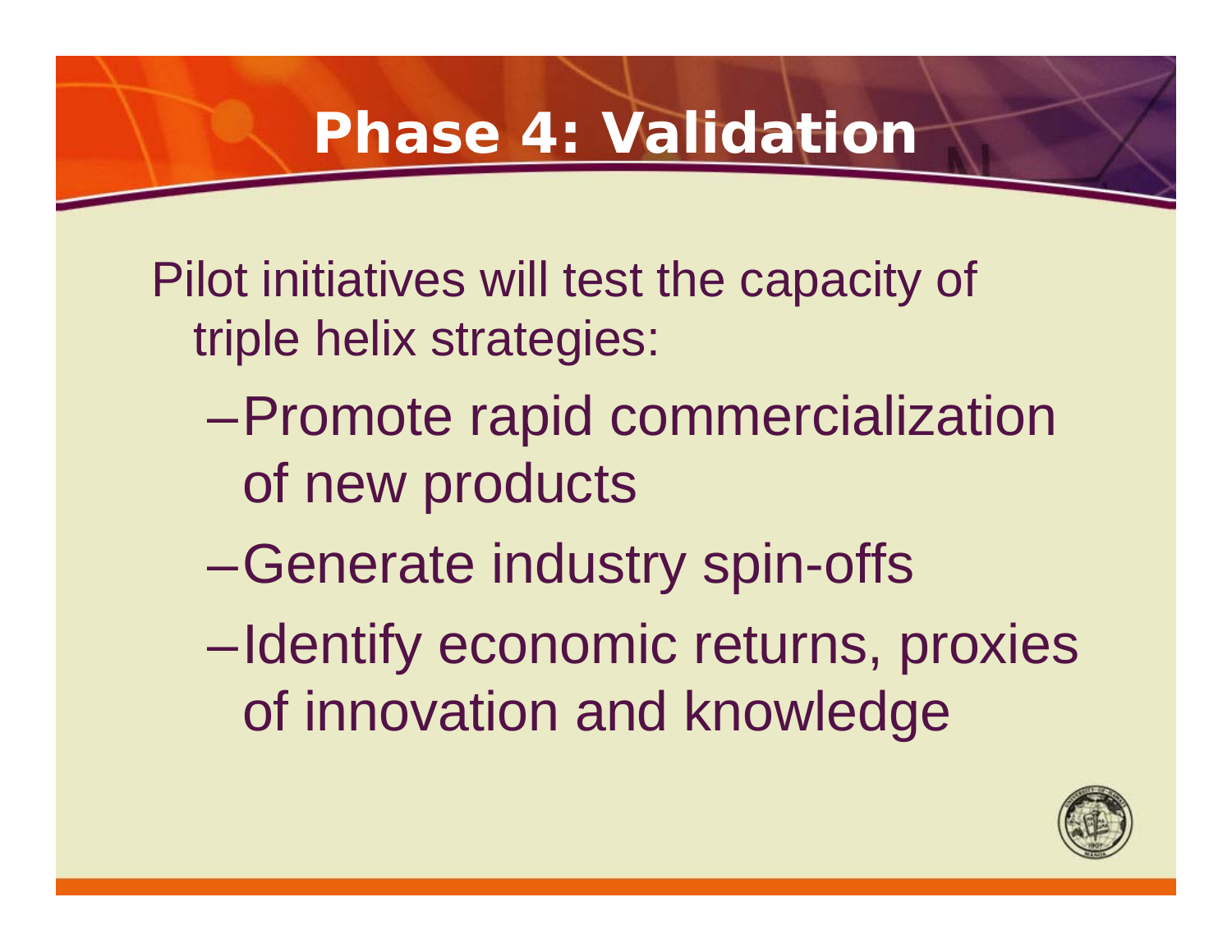# Phase 4: Validation

Pilot initiatives will test the capacity of triple helix strategies:

- Promote rapid commercialization of new products
- Generate industry spin-offs
- Identify economic returns, proxies of innovation and knowledge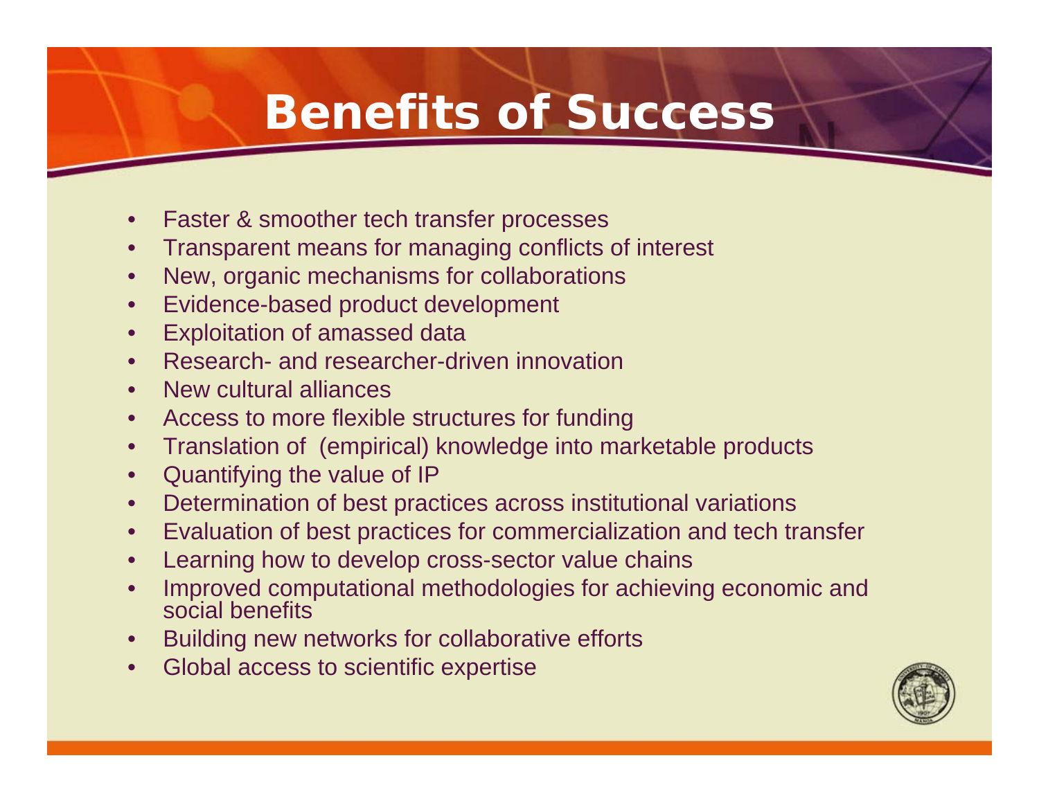# Benefits of Success

- Faster & smoother tech transfer processes
- Transparent means for managing conflicts of interest
- New, organic mechanisms for collaborations
- Evidence-based product development
- Exploitation of amassed data
- Research- and researcher-driven innovation
- New cultural alliances
- Access to more flexible structures for funding
- Translation of (empirical) knowledge into marketable products
- Quantifying the value of IP
- Determination of best practices across institutional variations
- Evaluation of best practices for commercialization and tech transfer
- Learning how to develop cross-sector value chains
- Improved computational methodologies for achieving economic and social benefits
- Building new networks for collaborative efforts
- Global access to scientific expertise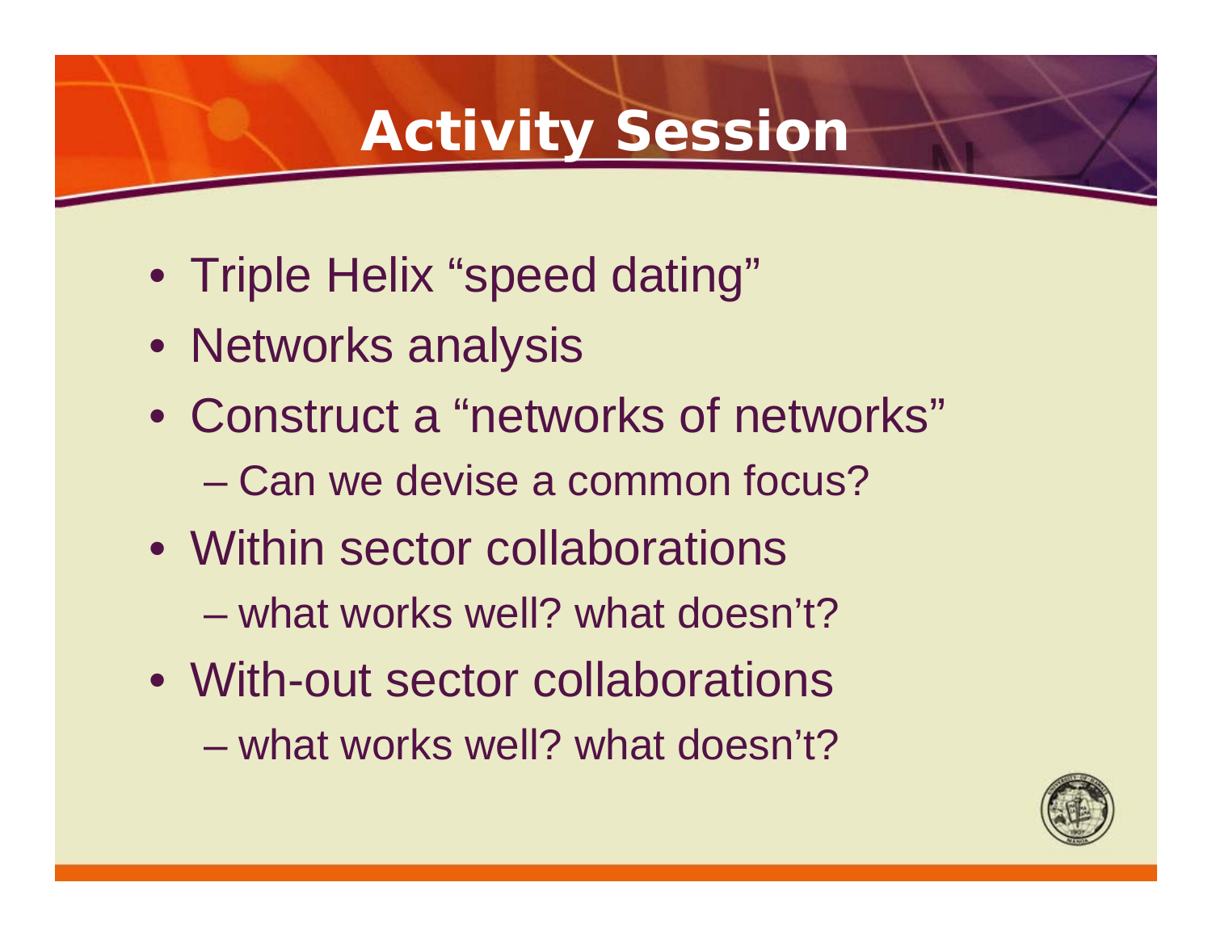# Activity Session

- Triple Helix “speed dating”
- Networks analysis
- Construct a “networks of networks”
  - Can we devise a common focus?
- Within sector collaborations
  - what works well? what doesn’t?
- With-out sector collaborations
  - what works well? what doesn’t?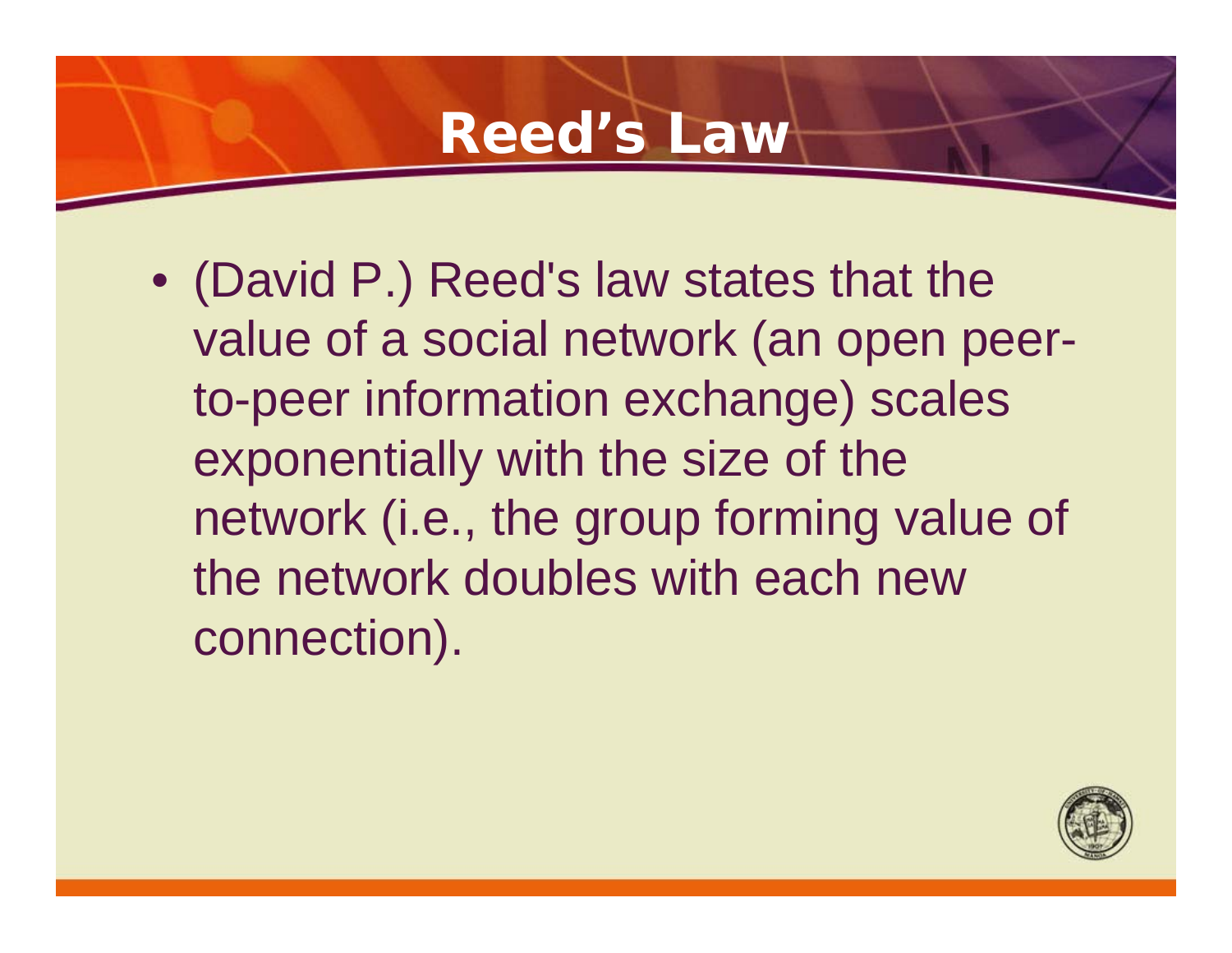# Reed’s Law

- (David P.) Reed's law states that the value of a social network (an open peer-to-peer information exchange) scales exponentially with the size of the network (i.e., the group forming value of the network doubles with each new connection).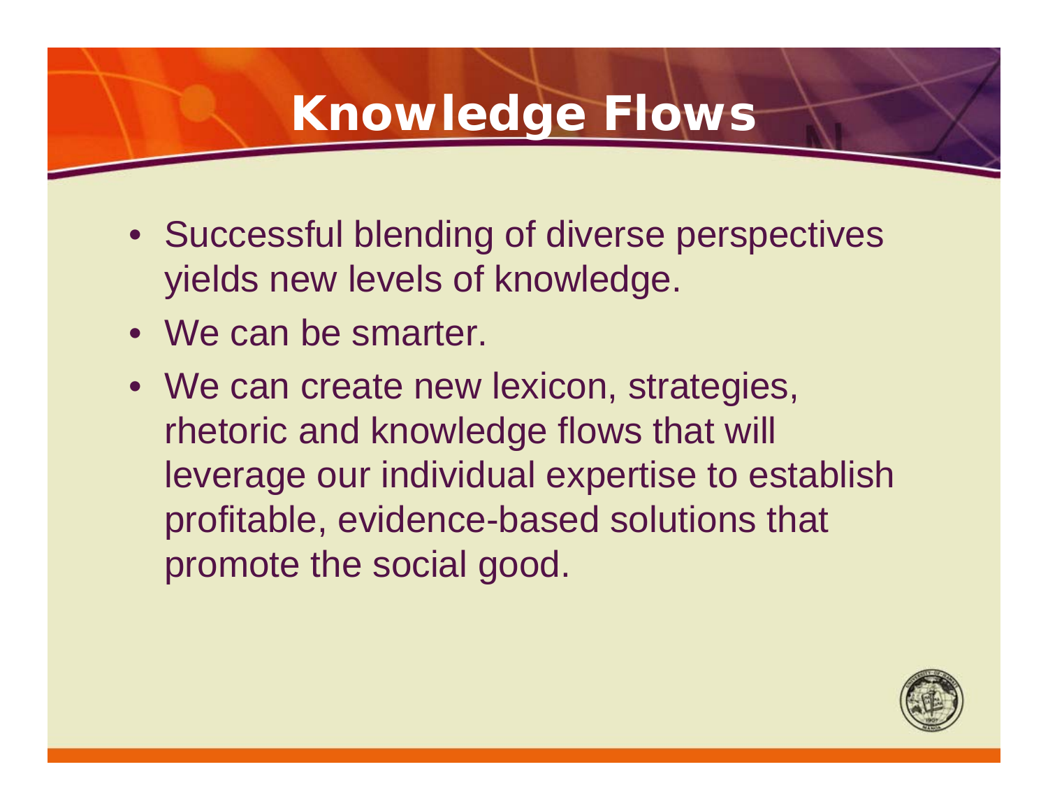# Knowledge Flows

- Successful blending of diverse perspectives yields new levels of knowledge.
- We can be smarter.
- We can create new lexicon, strategies, rhetoric and knowledge flows that will leverage our individual expertise to establish profitable, evidence-based solutions that promote the social good.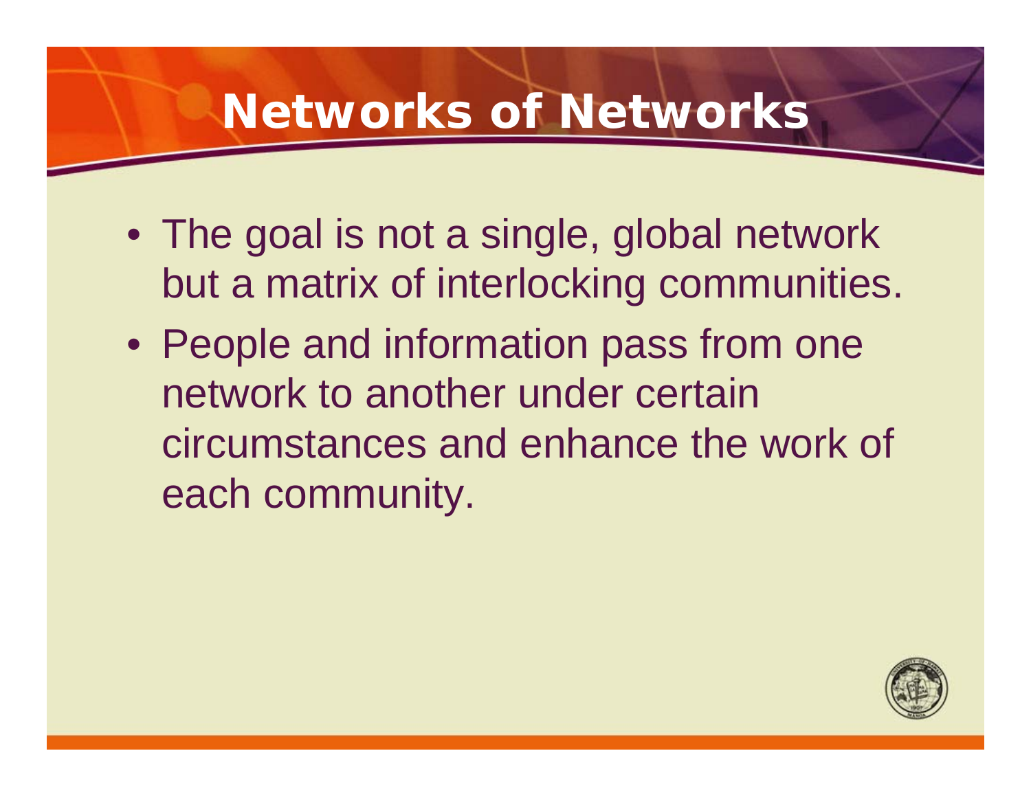# Networks of Networks

- The goal is not a single, global network but a matrix of interlocking communities.
- People and information pass from one network to another under certain circumstances and enhance the work of each community.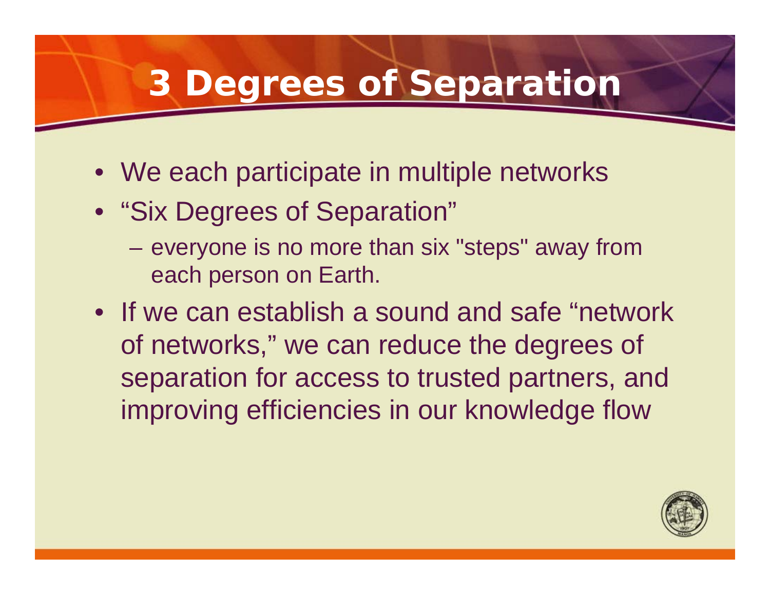# 3 Degrees of Separation

- We each participate in multiple networks
- "Six Degrees of Separation"
  - everyone is no more than six "steps" away from each person on Earth.
- If we can establish a sound and safe "network of networks," we can reduce the degrees of separation for access to trusted partners, and improving efficiencies in our knowledge flow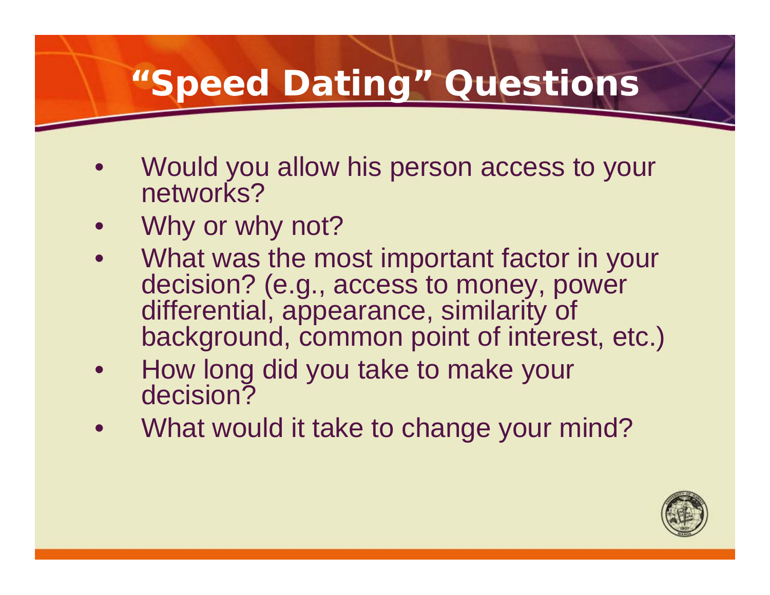# "Speed Dating" Questions

- Would you allow his person access to your networks?
- Why or why not?
- What was the most important factor in your decision? (e.g., access to money, power differential, appearance, similarity of background, common point of interest, etc.)
- How long did you take to make your decision?
- What would it take to change your mind?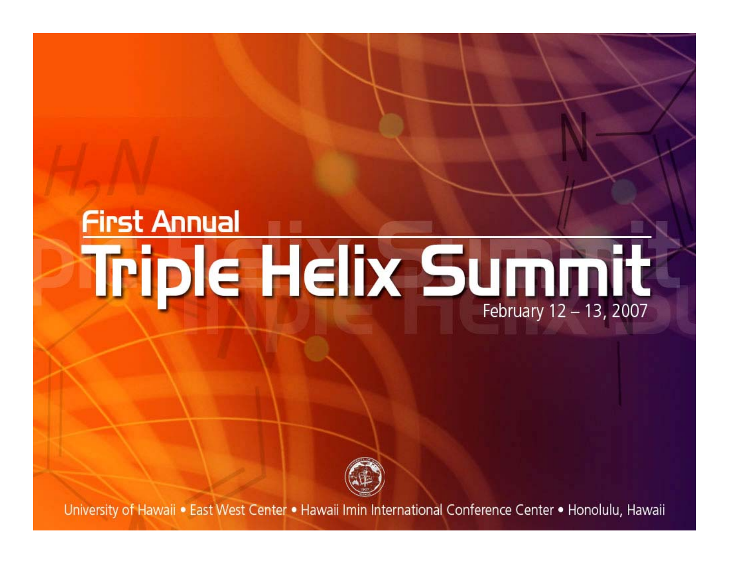First Annual

# Triple Helix Summit

February 12 – 13, 2007

University of Hawaii • East West Center • Hawaii Imin International Conference Center • Honolulu, Hawaii